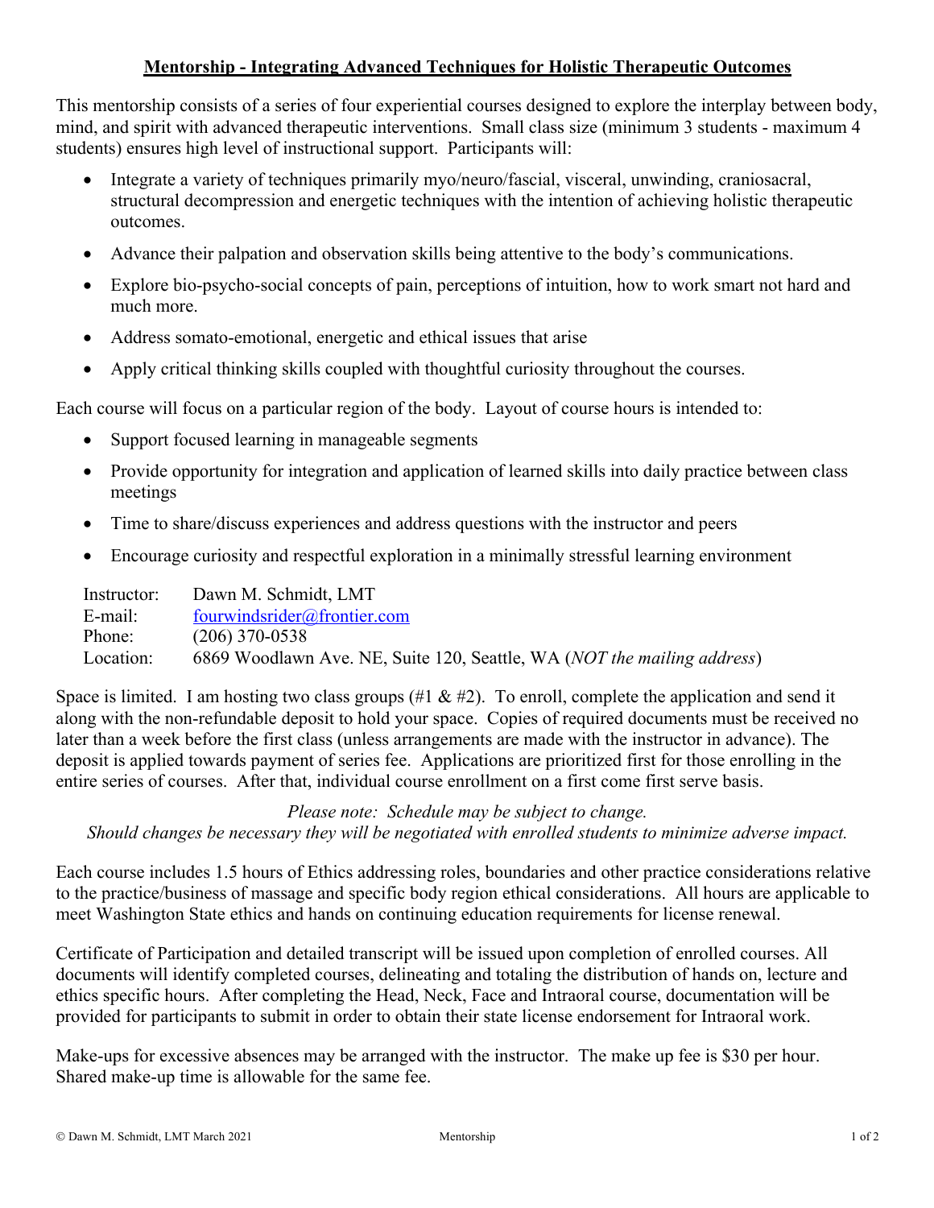# **Mentorship - Integrating Advanced Techniques for Holistic Therapeutic Outcomes**

This mentorship consists of a series of four experiential courses designed to explore the interplay between body, mind, and spirit with advanced therapeutic interventions. Small class size (minimum 3 students - maximum 4 students) ensures high level of instructional support. Participants will:

- Integrate a variety of techniques primarily myo/neuro/fascial, visceral, unwinding, craniosacral, structural decompression and energetic techniques with the intention of achieving holistic therapeutic outcomes.
- Advance their palpation and observation skills being attentive to the body's communications.
- Explore bio-psycho-social concepts of pain, perceptions of intuition, how to work smart not hard and much more.
- Address somato-emotional, energetic and ethical issues that arise
- Apply critical thinking skills coupled with thoughtful curiosity throughout the courses.

Each course will focus on a particular region of the body. Layout of course hours is intended to:

- Support focused learning in manageable segments
- Provide opportunity for integration and application of learned skills into daily practice between class meetings
- Time to share/discuss experiences and address questions with the instructor and peers
- Encourage curiosity and respectful exploration in a minimally stressful learning environment

| | |
|---|---|
| Instructor: | Dawn M. Schmidt, LMT |
| E-mail: | fourwindsrider@frontier.com |
| Phone: | (206) 370-0538 |
| Location: | 6869 Woodlawn Ave. NE, Suite 120, Seattle, WA (*NOT the mailing address*) |

Space is limited. I am hosting two class groups (#1 & #2). To enroll, complete the application and send it along with the non-refundable deposit to hold your space. Copies of required documents must be received no later than a week before the first class (unless arrangements are made with the instructor in advance). The deposit is applied towards payment of series fee. Applications are prioritized first for those enrolling in the entire series of courses. After that, individual course enrollment on a first come first serve basis.

*Please note: Schedule may be subject to change.*
*Should changes be necessary they will be negotiated with enrolled students to minimize adverse impact.*

Each course includes 1.5 hours of Ethics addressing roles, boundaries and other practice considerations relative to the practice/business of massage and specific body region ethical considerations. All hours are applicable to meet Washington State ethics and hands on continuing education requirements for license renewal.

Certificate of Participation and detailed transcript will be issued upon completion of enrolled courses. All documents will identify completed courses, delineating and totaling the distribution of hands on, lecture and ethics specific hours. After completing the Head, Neck, Face and Intraoral course, documentation will be provided for participants to submit in order to obtain their state license endorsement for Intraoral work.

Make-ups for excessive absences may be arranged with the instructor. The make up fee is $30 per hour. Shared make-up time is allowable for the same fee.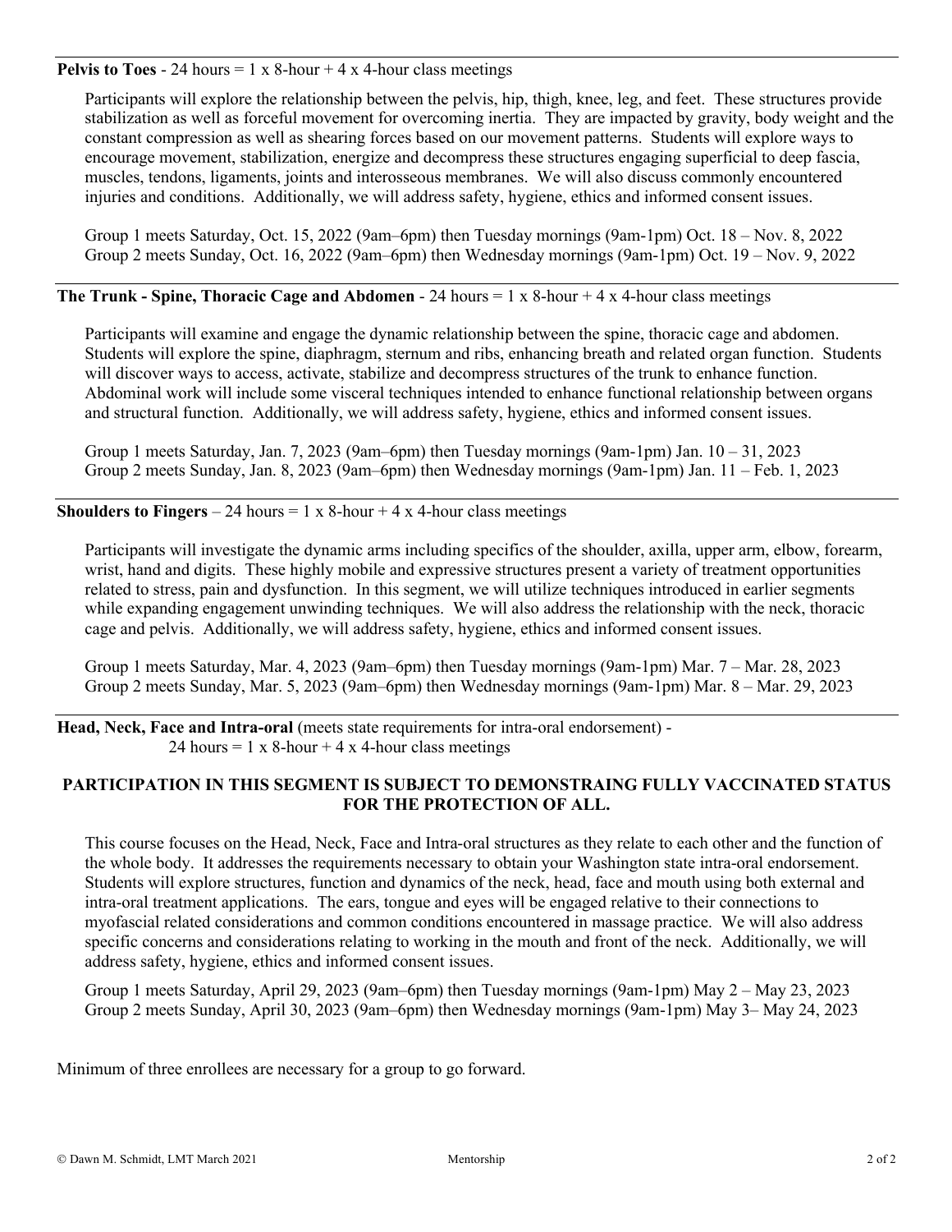**Pelvis to Toes** - 24 hours = 1 x 8-hour + 4 x 4-hour class meetings

Participants will explore the relationship between the pelvis, hip, thigh, knee, leg, and feet. These structures provide stabilization as well as forceful movement for overcoming inertia. They are impacted by gravity, body weight and the constant compression as well as shearing forces based on our movement patterns. Students will explore ways to encourage movement, stabilization, energize and decompress these structures engaging superficial to deep fascia, muscles, tendons, ligaments, joints and interosseous membranes. We will also discuss commonly encountered injuries and conditions. Additionally, we will address safety, hygiene, ethics and informed consent issues.

Group 1 meets Saturday, Oct. 15, 2022 (9am–6pm) then Tuesday mornings (9am-1pm) Oct. 18 – Nov. 8, 2022
Group 2 meets Sunday, Oct. 16, 2022 (9am–6pm) then Wednesday mornings (9am-1pm) Oct. 19 – Nov. 9, 2022

**The Trunk - Spine, Thoracic Cage and Abdomen** - 24 hours = 1 x 8-hour + 4 x 4-hour class meetings

Participants will examine and engage the dynamic relationship between the spine, thoracic cage and abdomen. Students will explore the spine, diaphragm, sternum and ribs, enhancing breath and related organ function. Students will discover ways to access, activate, stabilize and decompress structures of the trunk to enhance function. Abdominal work will include some visceral techniques intended to enhance functional relationship between organs and structural function. Additionally, we will address safety, hygiene, ethics and informed consent issues.

Group 1 meets Saturday, Jan. 7, 2023 (9am–6pm) then Tuesday mornings (9am-1pm) Jan. 10 – 31, 2023
Group 2 meets Sunday, Jan. 8, 2023 (9am–6pm) then Wednesday mornings (9am-1pm) Jan. 11 – Feb. 1, 2023

**Shoulders to Fingers** – 24 hours = 1 x 8-hour + 4 x 4-hour class meetings

Participants will investigate the dynamic arms including specifics of the shoulder, axilla, upper arm, elbow, forearm, wrist, hand and digits. These highly mobile and expressive structures present a variety of treatment opportunities related to stress, pain and dysfunction. In this segment, we will utilize techniques introduced in earlier segments while expanding engagement unwinding techniques. We will also address the relationship with the neck, thoracic cage and pelvis. Additionally, we will address safety, hygiene, ethics and informed consent issues.

Group 1 meets Saturday, Mar. 4, 2023 (9am–6pm) then Tuesday mornings (9am-1pm) Mar. 7 – Mar. 28, 2023
Group 2 meets Sunday, Mar. 5, 2023 (9am–6pm) then Wednesday mornings (9am-1pm) Mar. 8 – Mar. 29, 2023

**Head, Neck, Face and Intra-oral** (meets state requirements for intra-oral endorsement) -
24 hours = 1 x 8-hour + 4 x 4-hour class meetings

**PARTICIPATION IN THIS SEGMENT IS SUBJECT TO DEMONSTRAING FULLY VACCINATED STATUS FOR THE PROTECTION OF ALL.**

This course focuses on the Head, Neck, Face and Intra-oral structures as they relate to each other and the function of the whole body. It addresses the requirements necessary to obtain your Washington state intra-oral endorsement. Students will explore structures, function and dynamics of the neck, head, face and mouth using both external and intra-oral treatment applications. The ears, tongue and eyes will be engaged relative to their connections to myofascial related considerations and common conditions encountered in massage practice. We will also address specific concerns and considerations relating to working in the mouth and front of the neck. Additionally, we will address safety, hygiene, ethics and informed consent issues.

Group 1 meets Saturday, April 29, 2023 (9am–6pm) then Tuesday mornings (9am-1pm) May 2 – May 23, 2023
Group 2 meets Sunday, April 30, 2023 (9am–6pm) then Wednesday mornings (9am-1pm) May 3– May 24, 2023

Minimum of three enrollees are necessary for a group to go forward.

© Dawn M. Schmidt, LMT March 2021 Mentorship